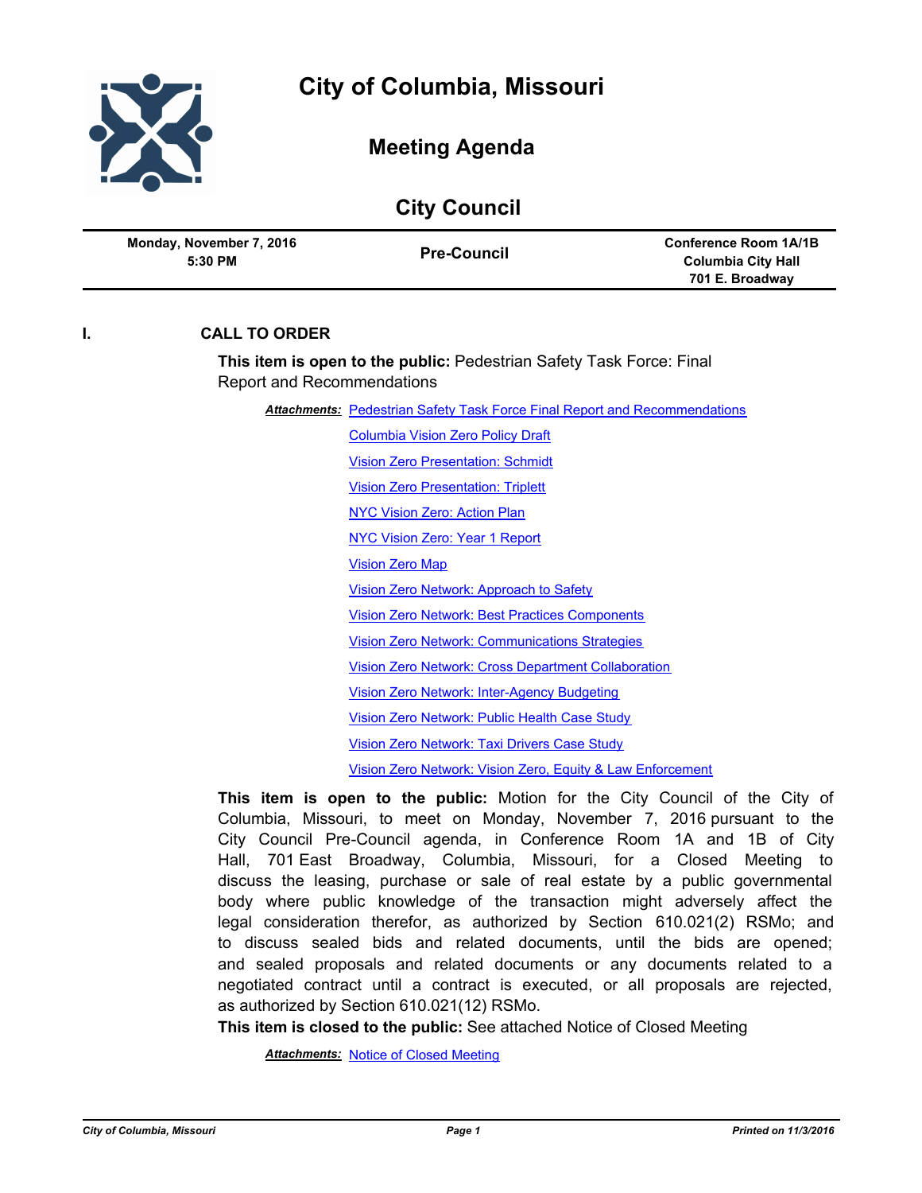# City of Columbia, Missouri

## Meeting Agenda

## City Council

| Monday, November 7, 2016 5:30 PM | Pre-Council | Conference Room 1A/1B Columbia City Hall 701 E. Broadway |
|---|---|---|

### I. CALL TO ORDER

**This item is open to the public:** Pedestrian Safety Task Force: Final Report and Recommendations

***Attachments:*** Pedestrian Safety Task Force Final Report and Recommendations
Columbia Vision Zero Policy Draft
Vision Zero Presentation: Schmidt
Vision Zero Presentation: Triplett
NYC Vision Zero: Action Plan
NYC Vision Zero: Year 1 Report
Vision Zero Map
Vision Zero Network: Approach to Safety
Vision Zero Network: Best Practices Components
Vision Zero Network: Communications Strategies
Vision Zero Network: Cross Department Collaboration
Vision Zero Network: Inter-Agency Budgeting
Vision Zero Network: Public Health Case Study
Vision Zero Network: Taxi Drivers Case Study
Vision Zero Network: Vision Zero, Equity & Law Enforcement

**This item is open to the public:** Motion for the City Council of the City of Columbia, Missouri, to meet on Monday, November 7, 2016 pursuant to the City Council Pre-Council agenda, in Conference Room 1A and 1B of City Hall, 701 East Broadway, Columbia, Missouri, for a Closed Meeting to discuss the leasing, purchase or sale of real estate by a public governmental body where public knowledge of the transaction might adversely affect the legal consideration therefor, as authorized by Section 610.021(2) RSMo; and to discuss sealed bids and related documents, until the bids are opened; and sealed proposals and related documents or any documents related to a negotiated contract until a contract is executed, or all proposals are rejected, as authorized by Section 610.021(12) RSMo.

**This item is closed to the public:** See attached Notice of Closed Meeting

***Attachments:*** Notice of Closed Meeting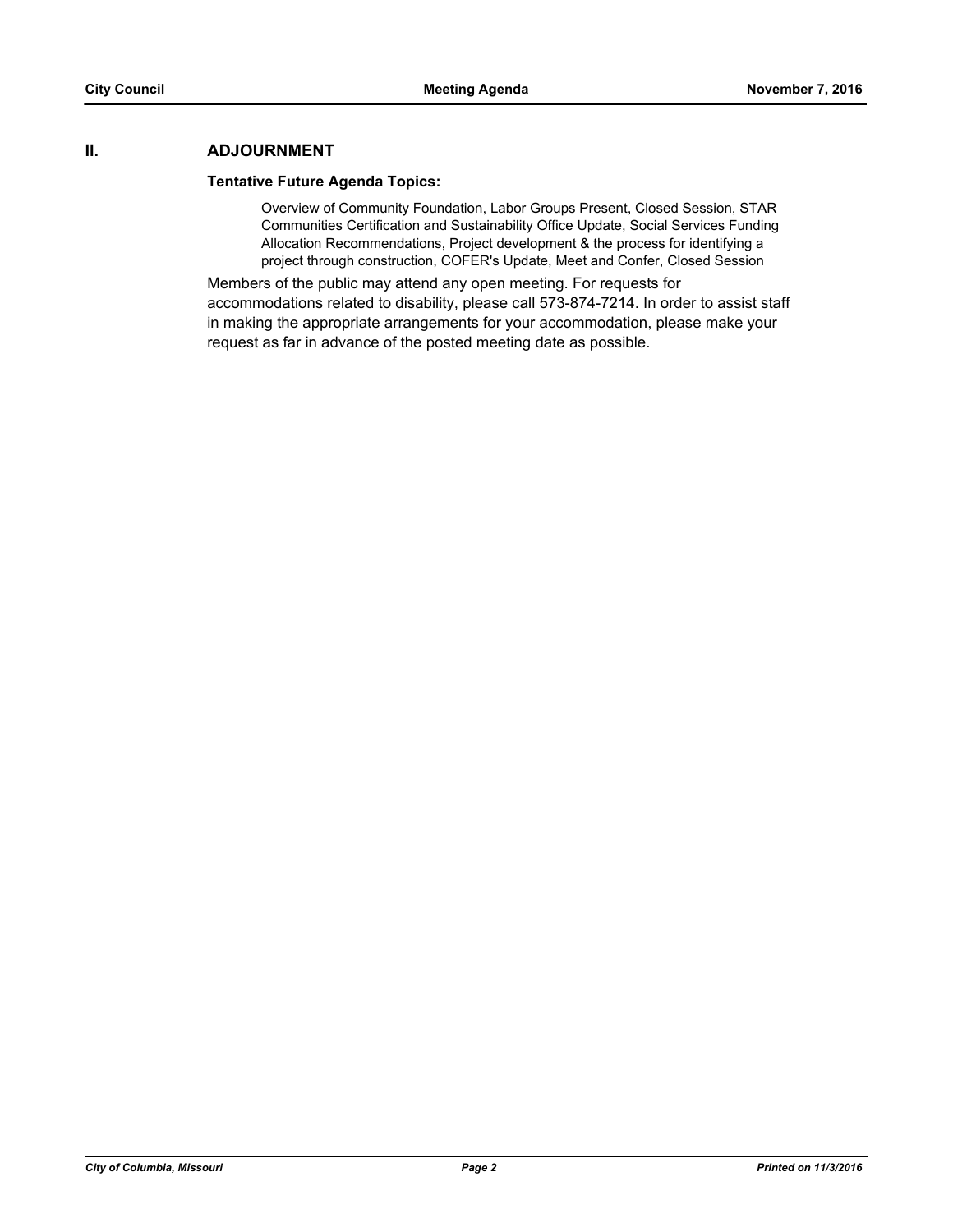## II. ADJOURNMENT

**Tentative Future Agenda Topics:**

Overview of Community Foundation, Labor Groups Present, Closed Session, STAR Communities Certification and Sustainability Office Update, Social Services Funding Allocation Recommendations, Project development & the process for identifying a project through construction, COFER's Update, Meet and Confer, Closed Session

Members of the public may attend any open meeting. For requests for accommodations related to disability, please call 573-874-7214. In order to assist staff in making the appropriate arrangements for your accommodation, please make your request as far in advance of the posted meeting date as possible.